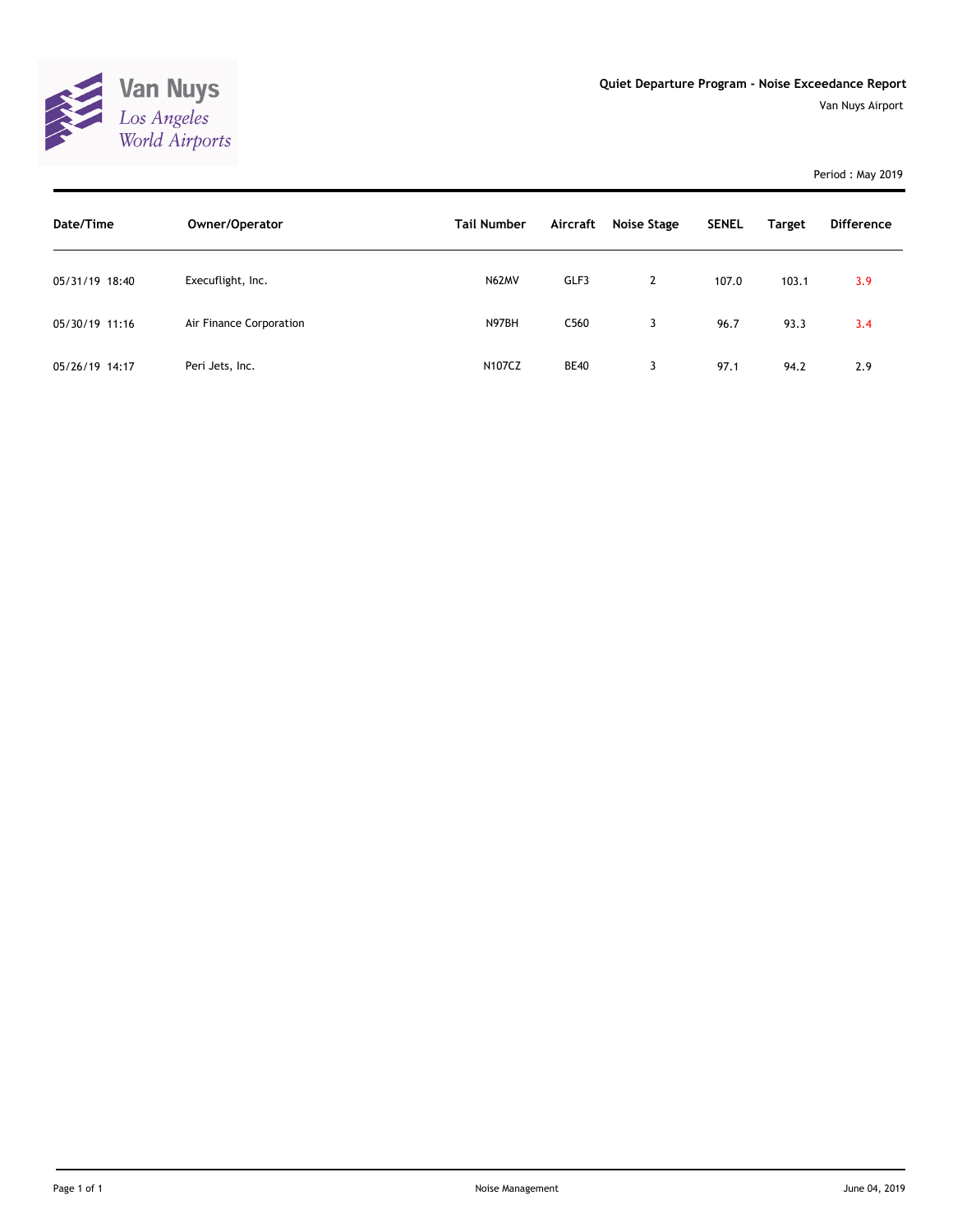Van Nuys
*Los Angeles World Airports*

**Quiet Departure Program - Noise Exceedance Report**

Van Nuys Airport

Period : May 2019

| Date/Time | Owner/Operator | Tail Number | Aircraft | Noise Stage | SENEL | Target | Difference |
|---|---|---|---|---|---|---|---|
| 05/31/19 18:40 | Execuflight, Inc. | N62MV | GLF3 | 2 | 107.0 | 103.1 | 3.9 |
| 05/30/19 11:16 | Air Finance Corporation | N97BH | C560 | 3 | 96.7 | 93.3 | 3.4 |
| 05/26/19 14:17 | Peri Jets, Inc. | N107CZ | BE40 | 3 | 97.1 | 94.2 | 2.9 |

Noise Management

June 04, 2019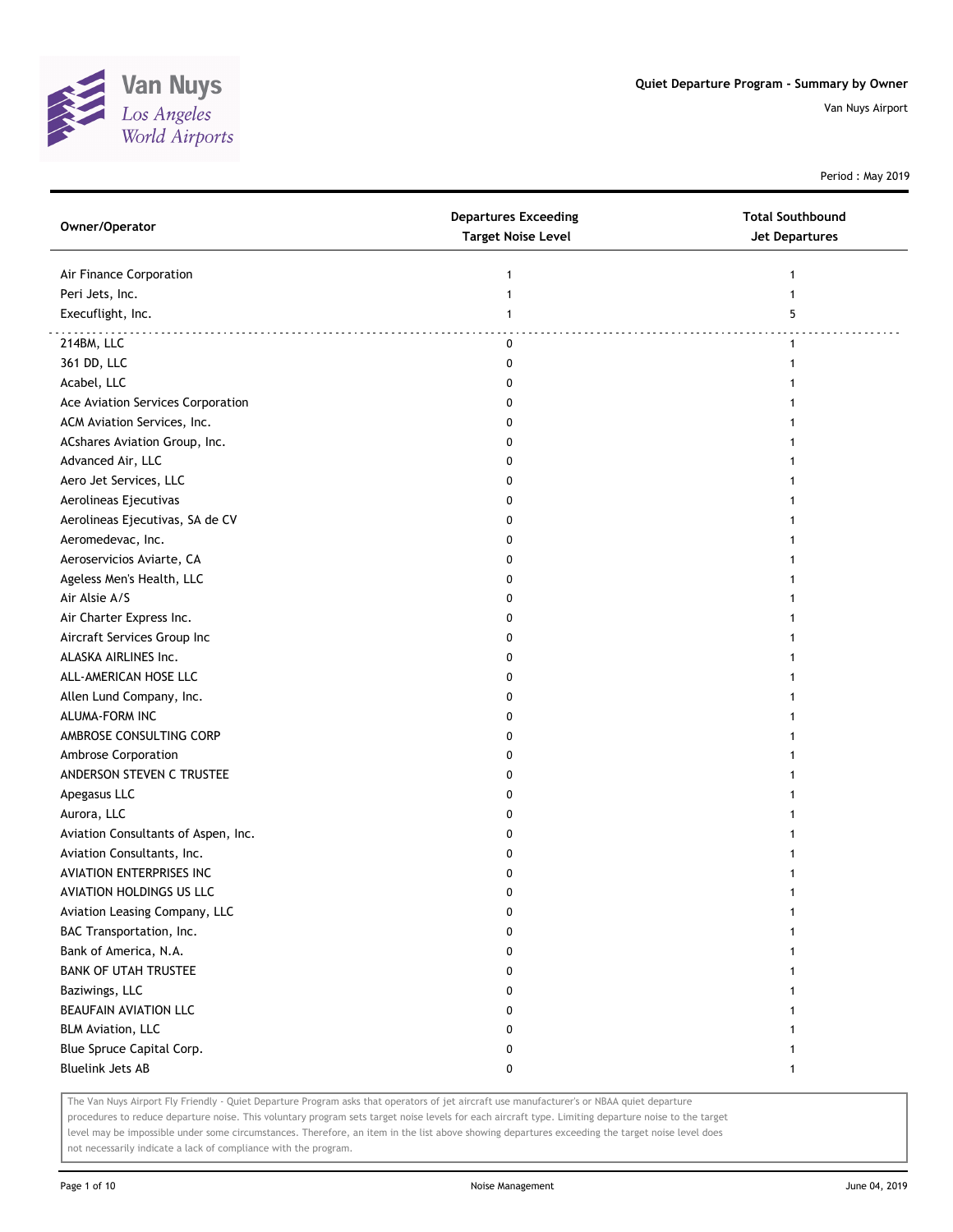# Quiet Departure Program - Summary by Owner

Van Nuys Airport

Period : May 2019

| Owner/Operator | Departures Exceeding Target Noise Level | Total Southbound Jet Departures |
|---|---|---|
| Air Finance Corporation | 1 | 1 |
| Peri Jets, Inc. | 1 | 1 |
| Execuflight, Inc. | 1 | 5 |
| 214BM, LLC | 0 | 1 |
| 361 DD, LLC | 0 | 1 |
| Acabel, LLC | 0 | 1 |
| Ace Aviation Services Corporation | 0 | 1 |
| ACM Aviation Services, Inc. | 0 | 1 |
| ACshares Aviation Group, Inc. | 0 | 1 |
| Advanced Air, LLC | 0 | 1 |
| Aero Jet Services, LLC | 0 | 1 |
| Aerolineas Ejecutivas | 0 | 1 |
| Aerolineas Ejecutivas, SA de CV | 0 | 1 |
| Aeromedevac, Inc. | 0 | 1 |
| Aeroservicios Aviarte, CA | 0 | 1 |
| Ageless Men's Health, LLC | 0 | 1 |
| Air Alsie A/S | 0 | 1 |
| Air Charter Express Inc. | 0 | 1 |
| Aircraft Services Group Inc | 0 | 1 |
| ALASKA AIRLINES Inc. | 0 | 1 |
| ALL-AMERICAN HOSE LLC | 0 | 1 |
| Allen Lund Company, Inc. | 0 | 1 |
| ALUMA-FORM INC | 0 | 1 |
| AMBROSE CONSULTING CORP | 0 | 1 |
| Ambrose Corporation | 0 | 1 |
| ANDERSON STEVEN C TRUSTEE | 0 | 1 |
| Apegasus LLC | 0 | 1 |
| Aurora, LLC | 0 | 1 |
| Aviation Consultants of Aspen, Inc. | 0 | 1 |
| Aviation Consultants, Inc. | 0 | 1 |
| AVIATION ENTERPRISES INC | 0 | 1 |
| AVIATION HOLDINGS US LLC | 0 | 1 |
| Aviation Leasing Company, LLC | 0 | 1 |
| BAC Transportation, Inc. | 0 | 1 |
| Bank of America, N.A. | 0 | 1 |
| BANK OF UTAH TRUSTEE | 0 | 1 |
| Baziwings, LLC | 0 | 1 |
| BEAUFAIN AVIATION LLC | 0 | 1 |
| BLM Aviation, LLC | 0 | 1 |
| Blue Spruce Capital Corp. | 0 | 1 |
| Bluelink Jets AB | 0 | 1 |

The Van Nuys Airport Fly Friendly - Quiet Departure Program asks that operators of jet aircraft use manufacturer's or NBAA quiet departure procedures to reduce departure noise. This voluntary program sets target noise levels for each aircraft type. Limiting departure noise to the target level may be impossible under some circumstances. Therefore, an item in the list above showing departures exceeding the target noise level does not necessarily indicate a lack of compliance with the program.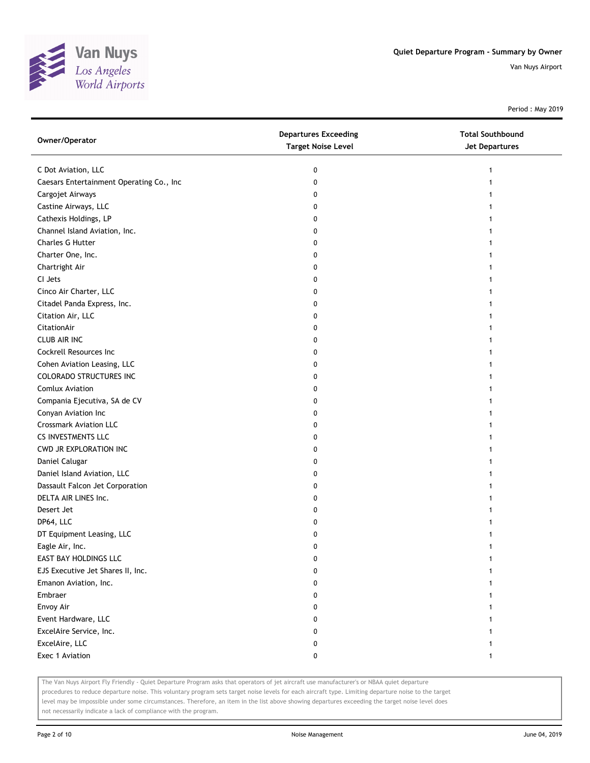## Quiet Departure Program - Summary by Owner

Van Nuys Airport

Period : May 2019

| Owner/Operator | Departures Exceeding Target Noise Level | Total Southbound Jet Departures |
|---|---|---|
| C Dot Aviation, LLC | 0 | 1 |
| Caesars Entertainment Operating Co., Inc | 0 | 1 |
| Cargojet Airways | 0 | 1 |
| Castine Airways, LLC | 0 | 1 |
| Cathexis Holdings, LP | 0 | 1 |
| Channel Island Aviation, Inc. | 0 | 1 |
| Charles G Hutter | 0 | 1 |
| Charter One, Inc. | 0 | 1 |
| Chartright Air | 0 | 1 |
| CI Jets | 0 | 1 |
| Cinco Air Charter, LLC | 0 | 1 |
| Citadel Panda Express, Inc. | 0 | 1 |
| Citation Air, LLC | 0 | 1 |
| CitationAir | 0 | 1 |
| CLUB AIR INC | 0 | 1 |
| Cockrell Resources Inc | 0 | 1 |
| Cohen Aviation Leasing, LLC | 0 | 1 |
| COLORADO STRUCTURES INC | 0 | 1 |
| Comlux Aviation | 0 | 1 |
| Compania Ejecutiva, SA de CV | 0 | 1 |
| Conyan Aviation Inc | 0 | 1 |
| Crossmark Aviation LLC | 0 | 1 |
| CS INVESTMENTS LLC | 0 | 1 |
| CWD JR EXPLORATION INC | 0 | 1 |
| Daniel Calugar | 0 | 1 |
| Daniel Island Aviation, LLC | 0 | 1 |
| Dassault Falcon Jet Corporation | 0 | 1 |
| DELTA AIR LINES Inc. | 0 | 1 |
| Desert Jet | 0 | 1 |
| DP64, LLC | 0 | 1 |
| DT Equipment Leasing, LLC | 0 | 1 |
| Eagle Air, Inc. | 0 | 1 |
| EAST BAY HOLDINGS LLC | 0 | 1 |
| EJS Executive Jet Shares II, Inc. | 0 | 1 |
| Emanon Aviation, Inc. | 0 | 1 |
| Embraer | 0 | 1 |
| Envoy Air | 0 | 1 |
| Event Hardware, LLC | 0 | 1 |
| ExcelAire Service, Inc. | 0 | 1 |
| ExcelAire, LLC | 0 | 1 |
| Exec 1 Aviation | 0 | 1 |

The Van Nuys Airport Fly Friendly - Quiet Departure Program asks that operators of jet aircraft use manufacturer's or NBAA quiet departure procedures to reduce departure noise. This voluntary program sets target noise levels for each aircraft type. Limiting departure noise to the target level may be impossible under some circumstances. Therefore, an item in the list above showing departures exceeding the target noise level does not necessarily indicate a lack of compliance with the program.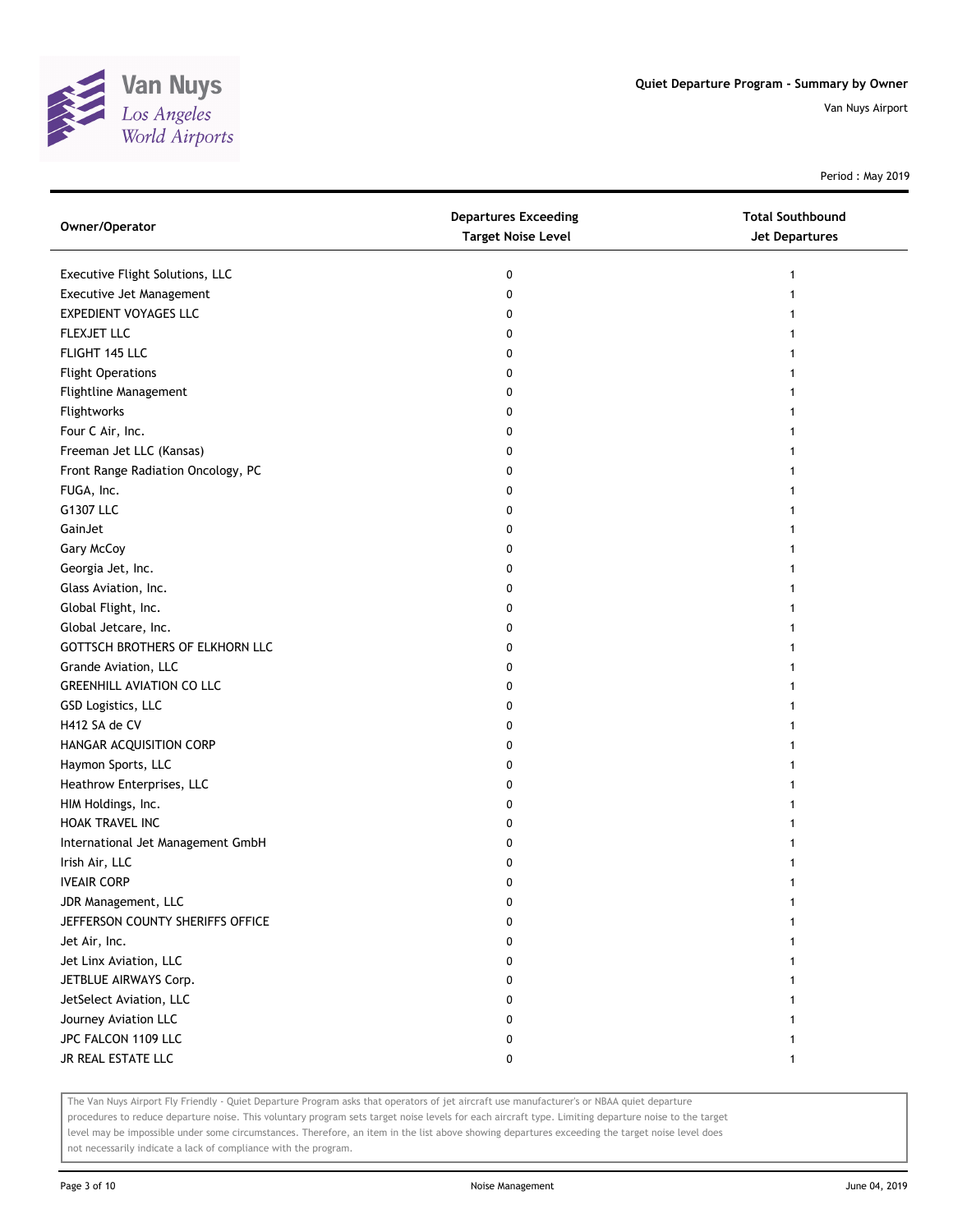# Quiet Departure Program - Summary by Owner

Van Nuys Airport

Period : May 2019

| Owner/Operator | Departures Exceeding Target Noise Level | Total Southbound Jet Departures |
|---|---|---|
| Executive Flight Solutions, LLC | 0 | 1 |
| Executive Jet Management | 0 | 1 |
| EXPEDIENT VOYAGES LLC | 0 | 1 |
| FLEXJET LLC | 0 | 1 |
| FLIGHT 145 LLC | 0 | 1 |
| Flight Operations | 0 | 1 |
| Flightline Management | 0 | 1 |
| Flightworks | 0 | 1 |
| Four C Air, Inc. | 0 | 1 |
| Freeman Jet LLC (Kansas) | 0 | 1 |
| Front Range Radiation Oncology, PC | 0 | 1 |
| FUGA, Inc. | 0 | 1 |
| G1307 LLC | 0 | 1 |
| GainJet | 0 | 1 |
| Gary McCoy | 0 | 1 |
| Georgia Jet, Inc. | 0 | 1 |
| Glass Aviation, Inc. | 0 | 1 |
| Global Flight, Inc. | 0 | 1 |
| Global Jetcare, Inc. | 0 | 1 |
| GOTTSCH BROTHERS OF ELKHORN LLC | 0 | 1 |
| Grande Aviation, LLC | 0 | 1 |
| GREENHILL AVIATION CO LLC | 0 | 1 |
| GSD Logistics, LLC | 0 | 1 |
| H412 SA de CV | 0 | 1 |
| HANGAR ACQUISITION CORP | 0 | 1 |
| Haymon Sports, LLC | 0 | 1 |
| Heathrow Enterprises, LLC | 0 | 1 |
| HIM Holdings, Inc. | 0 | 1 |
| HOAK TRAVEL INC | 0 | 1 |
| International Jet Management GmbH | 0 | 1 |
| Irish Air, LLC | 0 | 1 |
| IVEAIR CORP | 0 | 1 |
| JDR Management, LLC | 0 | 1 |
| JEFFERSON COUNTY SHERIFFS OFFICE | 0 | 1 |
| Jet Air, Inc. | 0 | 1 |
| Jet Linx Aviation, LLC | 0 | 1 |
| JETBLUE AIRWAYS Corp. | 0 | 1 |
| JetSelect Aviation, LLC | 0 | 1 |
| Journey Aviation LLC | 0 | 1 |
| JPC FALCON 1109 LLC | 0 | 1 |
| JR REAL ESTATE LLC | 0 | 1 |

The Van Nuys Airport Fly Friendly - Quiet Departure Program asks that operators of jet aircraft use manufacturer's or NBAA quiet departure procedures to reduce departure noise. This voluntary program sets target noise levels for each aircraft type. Limiting departure noise to the target level may be impossible under some circumstances. Therefore, an item in the list above showing departures exceeding the target noise level does not necessarily indicate a lack of compliance with the program.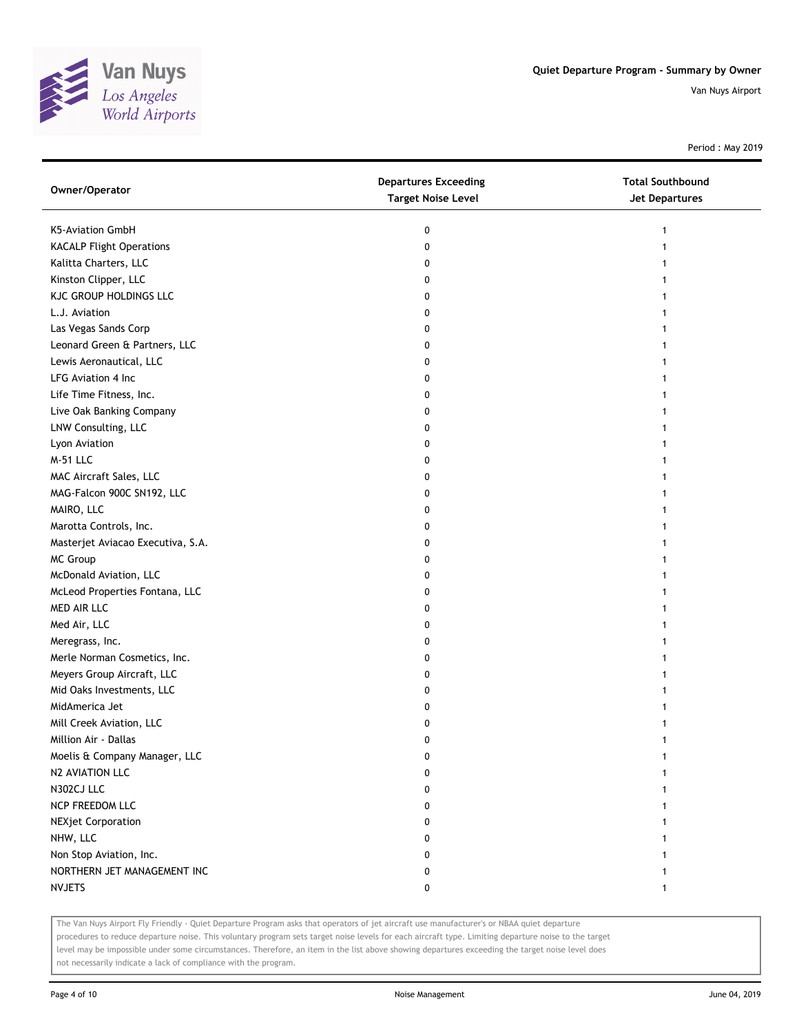## Quiet Departure Program - Summary by Owner

Van Nuys Airport

Period : May 2019

| Owner/Operator | Departures Exceeding Target Noise Level | Total Southbound Jet Departures |
|---|---|---|
| K5-Aviation GmbH | 0 | 1 |
| KACALP Flight Operations | 0 | 1 |
| Kalitta Charters, LLC | 0 | 1 |
| Kinston Clipper, LLC | 0 | 1 |
| KJC GROUP HOLDINGS LLC | 0 | 1 |
| L.J. Aviation | 0 | 1 |
| Las Vegas Sands Corp | 0 | 1 |
| Leonard Green & Partners, LLC | 0 | 1 |
| Lewis Aeronautical, LLC | 0 | 1 |
| LFG Aviation 4 Inc | 0 | 1 |
| Life Time Fitness, Inc. | 0 | 1 |
| Live Oak Banking Company | 0 | 1 |
| LNW Consulting, LLC | 0 | 1 |
| Lyon Aviation | 0 | 1 |
| M-51 LLC | 0 | 1 |
| MAC Aircraft Sales, LLC | 0 | 1 |
| MAG-Falcon 900C SN192, LLC | 0 | 1 |
| MAIRO, LLC | 0 | 1 |
| Marotta Controls, Inc. | 0 | 1 |
| Masterjet Aviacao Executiva, S.A. | 0 | 1 |
| MC Group | 0 | 1 |
| McDonald Aviation, LLC | 0 | 1 |
| McLeod Properties Fontana, LLC | 0 | 1 |
| MED AIR LLC | 0 | 1 |
| Med Air, LLC | 0 | 1 |
| Meregrass, Inc. | 0 | 1 |
| Merle Norman Cosmetics, Inc. | 0 | 1 |
| Meyers Group Aircraft, LLC | 0 | 1 |
| Mid Oaks Investments, LLC | 0 | 1 |
| MidAmerica Jet | 0 | 1 |
| Mill Creek Aviation, LLC | 0 | 1 |
| Million Air - Dallas | 0 | 1 |
| Moelis & Company Manager, LLC | 0 | 1 |
| N2 AVIATION LLC | 0 | 1 |
| N302CJ LLC | 0 | 1 |
| NCP FREEDOM LLC | 0 | 1 |
| NEXjet Corporation | 0 | 1 |
| NHW, LLC | 0 | 1 |
| Non Stop Aviation, Inc. | 0 | 1 |
| NORTHERN JET MANAGEMENT INC | 0 | 1 |
| NVJETS | 0 | 1 |

The Van Nuys Airport Fly Friendly - Quiet Departure Program asks that operators of jet aircraft use manufacturer's or NBAA quiet departure procedures to reduce departure noise. This voluntary program sets target noise levels for each aircraft type. Limiting departure noise to the target level may be impossible under some circumstances. Therefore, an item in the list above showing departures exceeding the target noise level does not necessarily indicate a lack of compliance with the program.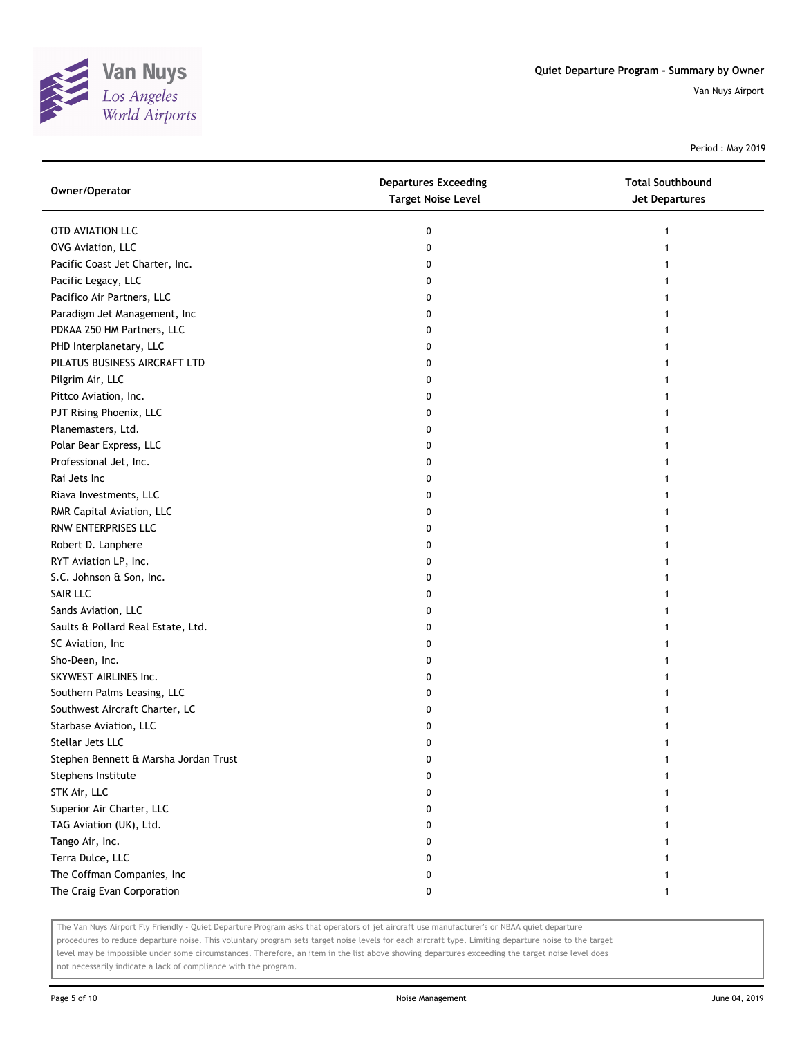Quiet Departure Program - Summary by Owner

Van Nuys Airport

Period : May 2019

| Owner/Operator | Departures Exceeding Target Noise Level | Total Southbound Jet Departures |
|---|---|---|
| OTD AVIATION LLC | 0 | 1 |
| OVG Aviation, LLC | 0 | 1 |
| Pacific Coast Jet Charter, Inc. | 0 | 1 |
| Pacific Legacy, LLC | 0 | 1 |
| Pacifico Air Partners, LLC | 0 | 1 |
| Paradigm Jet Management, Inc | 0 | 1 |
| PDKAA 250 HM Partners, LLC | 0 | 1 |
| PHD Interplanetary, LLC | 0 | 1 |
| PILATUS BUSINESS AIRCRAFT LTD | 0 | 1 |
| Pilgrim Air, LLC | 0 | 1 |
| Pittco Aviation, Inc. | 0 | 1 |
| PJT Rising Phoenix, LLC | 0 | 1 |
| Planemasters, Ltd. | 0 | 1 |
| Polar Bear Express, LLC | 0 | 1 |
| Professional Jet, Inc. | 0 | 1 |
| Rai Jets Inc | 0 | 1 |
| Riava Investments, LLC | 0 | 1 |
| RMR Capital Aviation, LLC | 0 | 1 |
| RNW ENTERPRISES LLC | 0 | 1 |
| Robert D. Lanphere | 0 | 1 |
| RYT Aviation LP, Inc. | 0 | 1 |
| S.C. Johnson & Son, Inc. | 0 | 1 |
| SAIR LLC | 0 | 1 |
| Sands Aviation, LLC | 0 | 1 |
| Saults & Pollard Real Estate, Ltd. | 0 | 1 |
| SC Aviation, Inc | 0 | 1 |
| Sho-Deen, Inc. | 0 | 1 |
| SKYWEST AIRLINES Inc. | 0 | 1 |
| Southern Palms Leasing, LLC | 0 | 1 |
| Southwest Aircraft Charter, LC | 0 | 1 |
| Starbase Aviation, LLC | 0 | 1 |
| Stellar Jets LLC | 0 | 1 |
| Stephen Bennett & Marsha Jordan Trust | 0 | 1 |
| Stephens Institute | 0 | 1 |
| STK Air, LLC | 0 | 1 |
| Superior Air Charter, LLC | 0 | 1 |
| TAG Aviation (UK), Ltd. | 0 | 1 |
| Tango Air, Inc. | 0 | 1 |
| Terra Dulce, LLC | 0 | 1 |
| The Coffman Companies, Inc | 0 | 1 |
| The Craig Evan Corporation | 0 | 1 |

The Van Nuys Airport Fly Friendly - Quiet Departure Program asks that operators of jet aircraft use manufacturer's or NBAA quiet departure procedures to reduce departure noise. This voluntary program sets target noise levels for each aircraft type. Limiting departure noise to the target level may be impossible under some circumstances. Therefore, an item in the list above showing departures exceeding the target noise level does not necessarily indicate a lack of compliance with the program.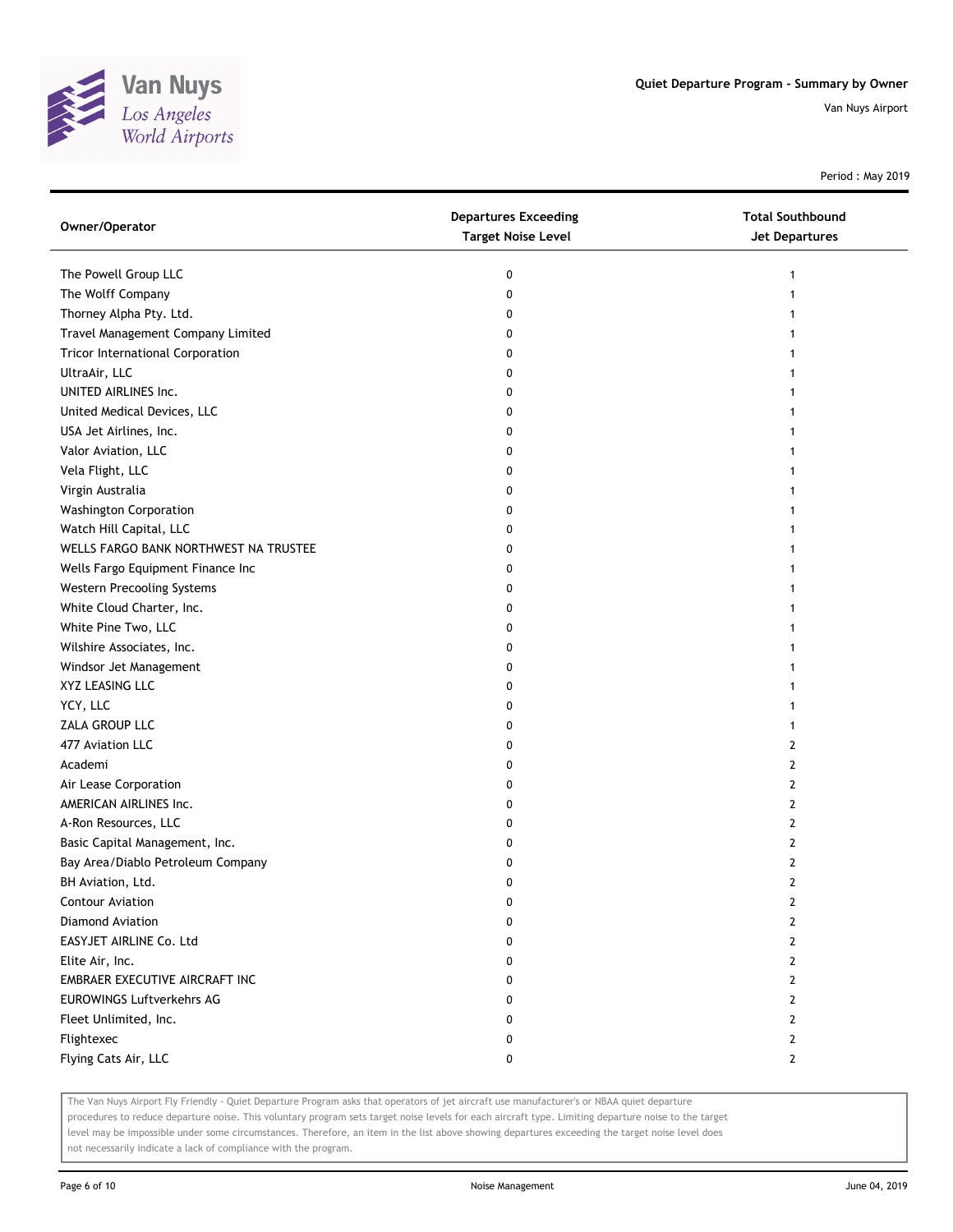Quiet Departure Program - Summary by Owner

Van Nuys Airport

Period : May 2019

| Owner/Operator | Departures Exceeding Target Noise Level | Total Southbound Jet Departures |
|---|---|---|
| The Powell Group LLC | 0 | 1 |
| The Wolff Company | 0 | 1 |
| Thorney Alpha Pty. Ltd. | 0 | 1 |
| Travel Management Company Limited | 0 | 1 |
| Tricor International Corporation | 0 | 1 |
| UltraAir, LLC | 0 | 1 |
| UNITED AIRLINES Inc. | 0 | 1 |
| United Medical Devices, LLC | 0 | 1 |
| USA Jet Airlines, Inc. | 0 | 1 |
| Valor Aviation, LLC | 0 | 1 |
| Vela Flight, LLC | 0 | 1 |
| Virgin Australia | 0 | 1 |
| Washington Corporation | 0 | 1 |
| Watch Hill Capital, LLC | 0 | 1 |
| WELLS FARGO BANK NORTHWEST NA TRUSTEE | 0 | 1 |
| Wells Fargo Equipment Finance Inc | 0 | 1 |
| Western Precooling Systems | 0 | 1 |
| White Cloud Charter, Inc. | 0 | 1 |
| White Pine Two, LLC | 0 | 1 |
| Wilshire Associates, Inc. | 0 | 1 |
| Windsor Jet Management | 0 | 1 |
| XYZ LEASING LLC | 0 | 1 |
| YCY, LLC | 0 | 1 |
| ZALA GROUP LLC | 0 | 1 |
| 477 Aviation LLC | 0 | 2 |
| Academi | 0 | 2 |
| Air Lease Corporation | 0 | 2 |
| AMERICAN AIRLINES Inc. | 0 | 2 |
| A-Ron Resources, LLC | 0 | 2 |
| Basic Capital Management, Inc. | 0 | 2 |
| Bay Area/Diablo Petroleum Company | 0 | 2 |
| BH Aviation, Ltd. | 0 | 2 |
| Contour Aviation | 0 | 2 |
| Diamond Aviation | 0 | 2 |
| EASYJET AIRLINE Co. Ltd | 0 | 2 |
| Elite Air, Inc. | 0 | 2 |
| EMBRAER EXECUTIVE AIRCRAFT INC | 0 | 2 |
| EUROWINGS Luftverkehrs AG | 0 | 2 |
| Fleet Unlimited, Inc. | 0 | 2 |
| Flightexec | 0 | 2 |
| Flying Cats Air, LLC | 0 | 2 |

The Van Nuys Airport Fly Friendly - Quiet Departure Program asks that operators of jet aircraft use manufacturer's or NBAA quiet departure procedures to reduce departure noise. This voluntary program sets target noise levels for each aircraft type. Limiting departure noise to the target level may be impossible under some circumstances. Therefore, an item in the list above showing departures exceeding the target noise level does not necessarily indicate a lack of compliance with the program.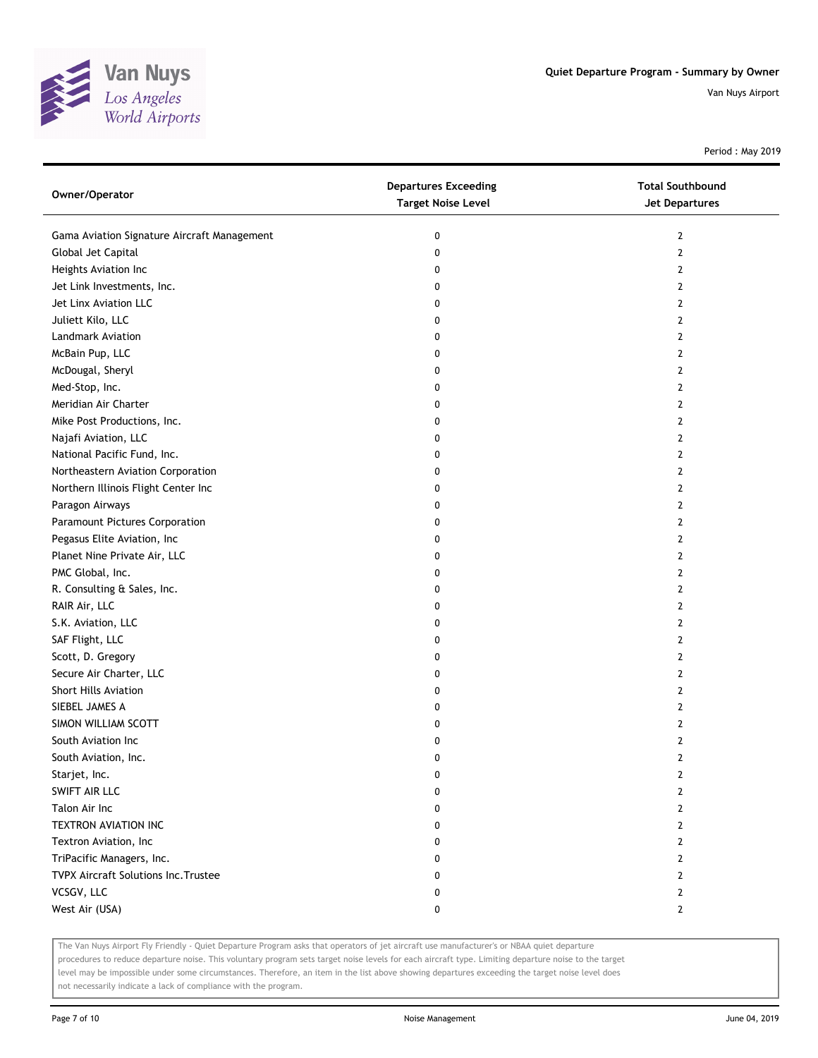# Quiet Departure Program - Summary by Owner

Van Nuys Airport

Period : May 2019

| Owner/Operator | Departures Exceeding Target Noise Level | Total Southbound Jet Departures |
|---|---|---|
| Gama Aviation Signature Aircraft Management | 0 | 2 |
| Global Jet Capital | 0 | 2 |
| Heights Aviation Inc | 0 | 2 |
| Jet Link Investments, Inc. | 0 | 2 |
| Jet Linx Aviation LLC | 0 | 2 |
| Juliett Kilo, LLC | 0 | 2 |
| Landmark Aviation | 0 | 2 |
| McBain Pup, LLC | 0 | 2 |
| McDougal, Sheryl | 0 | 2 |
| Med-Stop, Inc. | 0 | 2 |
| Meridian Air Charter | 0 | 2 |
| Mike Post Productions, Inc. | 0 | 2 |
| Najafi Aviation, LLC | 0 | 2 |
| National Pacific Fund, Inc. | 0 | 2 |
| Northeastern Aviation Corporation | 0 | 2 |
| Northern Illinois Flight Center Inc | 0 | 2 |
| Paragon Airways | 0 | 2 |
| Paramount Pictures Corporation | 0 | 2 |
| Pegasus Elite Aviation, Inc | 0 | 2 |
| Planet Nine Private Air, LLC | 0 | 2 |
| PMC Global, Inc. | 0 | 2 |
| R. Consulting & Sales, Inc. | 0 | 2 |
| RAIR Air, LLC | 0 | 2 |
| S.K. Aviation, LLC | 0 | 2 |
| SAF Flight, LLC | 0 | 2 |
| Scott, D. Gregory | 0 | 2 |
| Secure Air Charter, LLC | 0 | 2 |
| Short Hills Aviation | 0 | 2 |
| SIEBEL JAMES A | 0 | 2 |
| SIMON WILLIAM SCOTT | 0 | 2 |
| South Aviation Inc | 0 | 2 |
| South Aviation, Inc. | 0 | 2 |
| Starjet, Inc. | 0 | 2 |
| SWIFT AIR LLC | 0 | 2 |
| Talon Air Inc | 0 | 2 |
| TEXTRON AVIATION INC | 0 | 2 |
| Textron Aviation, Inc | 0 | 2 |
| TriPacific Managers, Inc. | 0 | 2 |
| TVPX Aircraft Solutions Inc.Trustee | 0 | 2 |
| VCSGV, LLC | 0 | 2 |
| West Air (USA) | 0 | 2 |

The Van Nuys Airport Fly Friendly - Quiet Departure Program asks that operators of jet aircraft use manufacturer's or NBAA quiet departure procedures to reduce departure noise. This voluntary program sets target noise levels for each aircraft type. Limiting departure noise to the target level may be impossible under some circumstances. Therefore, an item in the list above showing departures exceeding the target noise level does not necessarily indicate a lack of compliance with the program.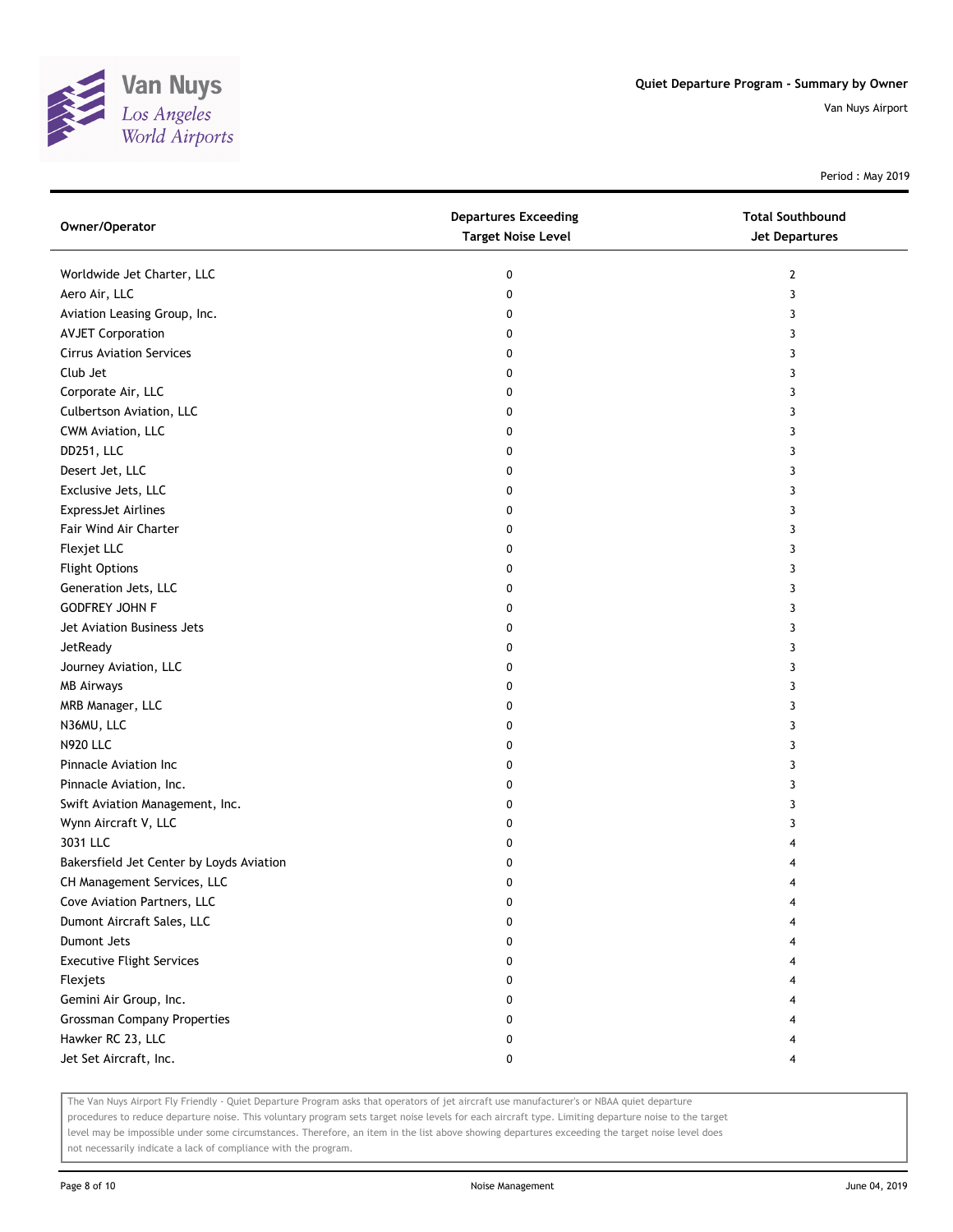# Quiet Departure Program - Summary by Owner

Van Nuys Airport

Period : May 2019

| Owner/Operator | Departures Exceeding Target Noise Level | Total Southbound Jet Departures |
|---|---|---|
| Worldwide Jet Charter, LLC | 0 | 2 |
| Aero Air, LLC | 0 | 3 |
| Aviation Leasing Group, Inc. | 0 | 3 |
| AVJET Corporation | 0 | 3 |
| Cirrus Aviation Services | 0 | 3 |
| Club Jet | 0 | 3 |
| Corporate Air, LLC | 0 | 3 |
| Culbertson Aviation, LLC | 0 | 3 |
| CWM Aviation, LLC | 0 | 3 |
| DD251, LLC | 0 | 3 |
| Desert Jet, LLC | 0 | 3 |
| Exclusive Jets, LLC | 0 | 3 |
| ExpressJet Airlines | 0 | 3 |
| Fair Wind Air Charter | 0 | 3 |
| Flexjet LLC | 0 | 3 |
| Flight Options | 0 | 3 |
| Generation Jets, LLC | 0 | 3 |
| GODFREY JOHN F | 0 | 3 |
| Jet Aviation Business Jets | 0 | 3 |
| JetReady | 0 | 3 |
| Journey Aviation, LLC | 0 | 3 |
| MB Airways | 0 | 3 |
| MRB Manager, LLC | 0 | 3 |
| N36MU, LLC | 0 | 3 |
| N920 LLC | 0 | 3 |
| Pinnacle Aviation Inc | 0 | 3 |
| Pinnacle Aviation, Inc. | 0 | 3 |
| Swift Aviation Management, Inc. | 0 | 3 |
| Wynn Aircraft V, LLC | 0 | 3 |
| 3031 LLC | 0 | 4 |
| Bakersfield Jet Center by Loyds Aviation | 0 | 4 |
| CH Management Services, LLC | 0 | 4 |
| Cove Aviation Partners, LLC | 0 | 4 |
| Dumont Aircraft Sales, LLC | 0 | 4 |
| Dumont Jets | 0 | 4 |
| Executive Flight Services | 0 | 4 |
| Flexjets | 0 | 4 |
| Gemini Air Group, Inc. | 0 | 4 |
| Grossman Company Properties | 0 | 4 |
| Hawker RC 23, LLC | 0 | 4 |
| Jet Set Aircraft, Inc. | 0 | 4 |

The Van Nuys Airport Fly Friendly - Quiet Departure Program asks that operators of jet aircraft use manufacturer's or NBAA quiet departure procedures to reduce departure noise. This voluntary program sets target noise levels for each aircraft type. Limiting departure noise to the target level may be impossible under some circumstances. Therefore, an item in the list above showing departures exceeding the target noise level does not necessarily indicate a lack of compliance with the program.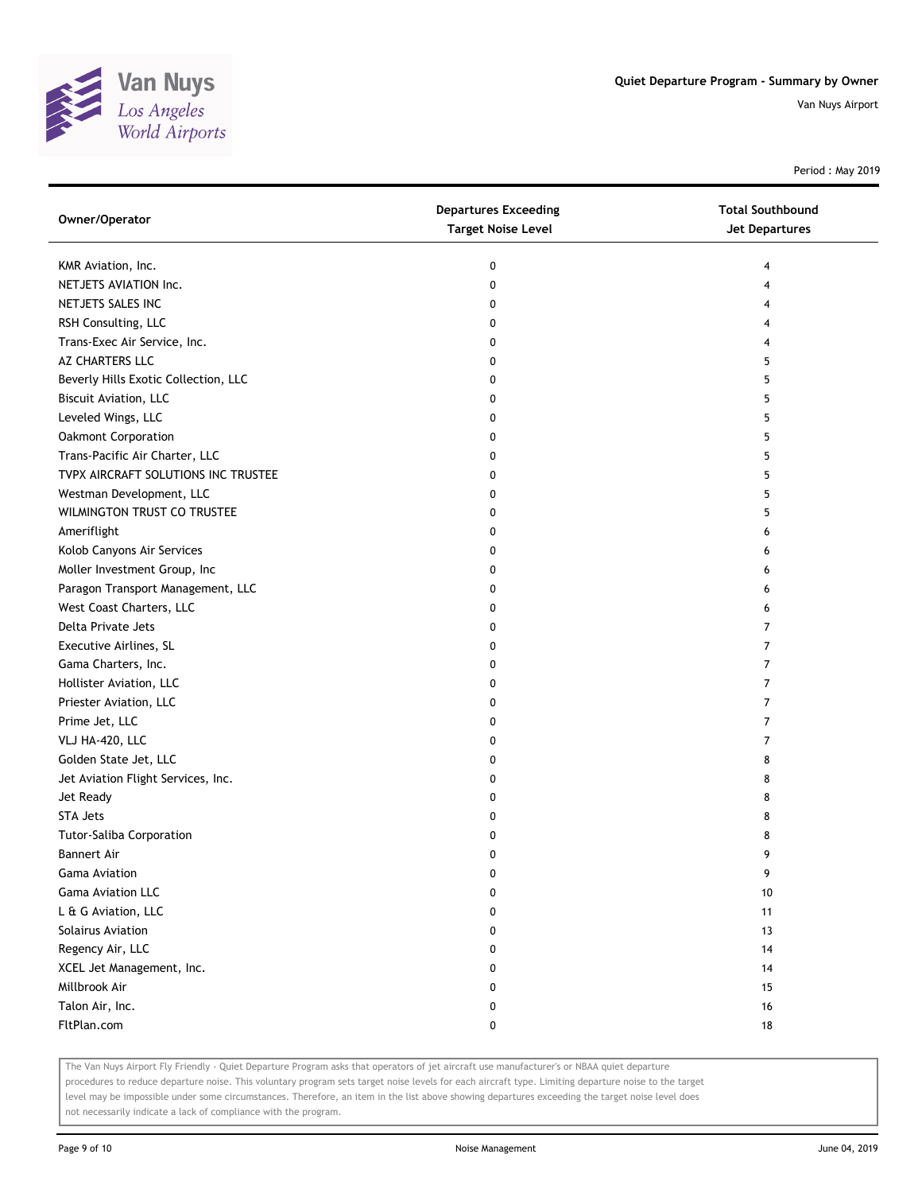| Owner/Operator | Departures Exceeding Target Noise Level | Total Southbound Jet Departures |
|---|---|---|
| KMR Aviation, Inc. | 0 | 4 |
| NETJETS AVIATION Inc. | 0 | 4 |
| NETJETS SALES INC | 0 | 4 |
| RSH Consulting, LLC | 0 | 4 |
| Trans-Exec Air Service, Inc. | 0 | 4 |
| AZ CHARTERS LLC | 0 | 5 |
| Beverly Hills Exotic Collection, LLC | 0 | 5 |
| Biscuit Aviation, LLC | 0 | 5 |
| Leveled Wings, LLC | 0 | 5 |
| Oakmont Corporation | 0 | 5 |
| Trans-Pacific Air Charter, LLC | 0 | 5 |
| TVPX AIRCRAFT SOLUTIONS INC TRUSTEE | 0 | 5 |
| Westman Development, LLC | 0 | 5 |
| WILMINGTON TRUST CO TRUSTEE | 0 | 5 |
| Ameriflight | 0 | 6 |
| Kolob Canyons Air Services | 0 | 6 |
| Moller Investment Group, Inc | 0 | 6 |
| Paragon Transport Management, LLC | 0 | 6 |
| West Coast Charters, LLC | 0 | 6 |
| Delta Private Jets | 0 | 7 |
| Executive Airlines, SL | 0 | 7 |
| Gama Charters, Inc. | 0 | 7 |
| Hollister Aviation, LLC | 0 | 7 |
| Priester Aviation, LLC | 0 | 7 |
| Prime Jet, LLC | 0 | 7 |
| VLJ HA-420, LLC | 0 | 7 |
| Golden State Jet, LLC | 0 | 8 |
| Jet Aviation Flight Services, Inc. | 0 | 8 |
| Jet Ready | 0 | 8 |
| STA Jets | 0 | 8 |
| Tutor-Saliba Corporation | 0 | 8 |
| Bannert Air | 0 | 9 |
| Gama Aviation | 0 | 9 |
| Gama Aviation LLC | 0 | 10 |
| L & G Aviation, LLC | 0 | 11 |
| Solairus Aviation | 0 | 13 |
| Regency Air, LLC | 0 | 14 |
| XCEL Jet Management, Inc. | 0 | 14 |
| Millbrook Air | 0 | 15 |
| Talon Air, Inc. | 0 | 16 |
| FltPlan.com | 0 | 18 |

The Van Nuys Airport Fly Friendly - Quiet Departure Program asks that operators of jet aircraft use manufacturer's or NBAA quiet departure procedures to reduce departure noise. This voluntary program sets target noise levels for each aircraft type. Limiting departure noise to the target level may be impossible under some circumstances. Therefore, an item in the list above showing departures exceeding the target noise level does not necessarily indicate a lack of compliance with the program.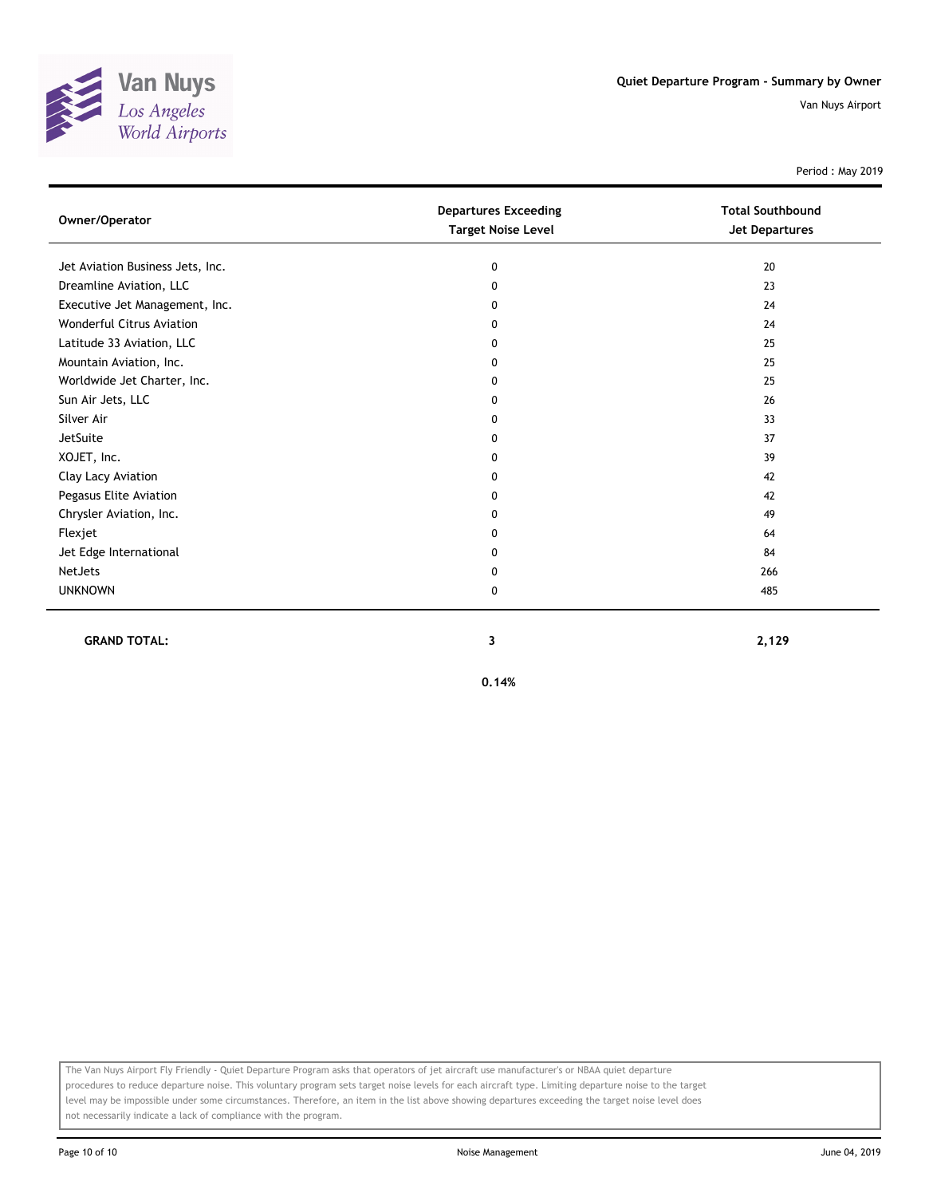**Quiet Departure Program - Summary by Owner**

Van Nuys Airport

Period : May 2019

| Owner/Operator | Departures Exceeding Target Noise Level | Total Southbound Jet Departures |
| --- | --- | --- |
| Jet Aviation Business Jets, Inc. | 0 | 20 |
| Dreamline Aviation, LLC | 0 | 23 |
| Executive Jet Management, Inc. | 0 | 24 |
| Wonderful Citrus Aviation | 0 | 24 |
| Latitude 33 Aviation, LLC | 0 | 25 |
| Mountain Aviation, Inc. | 0 | 25 |
| Worldwide Jet Charter, Inc. | 0 | 25 |
| Sun Air Jets, LLC | 0 | 26 |
| Silver Air | 0 | 33 |
| JetSuite | 0 | 37 |
| XOJET, Inc. | 0 | 39 |
| Clay Lacy Aviation | 0 | 42 |
| Pegasus Elite Aviation | 0 | 42 |
| Chrysler Aviation, Inc. | 0 | 49 |
| Flexjet | 0 | 64 |
| Jet Edge International | 0 | 84 |
| NetJets | 0 | 266 |
| UNKNOWN | 0 | 485 |
| **GRAND TOTAL:** | **3** | **2,129** |
| | **0.14%** | |

The Van Nuys Airport Fly Friendly - Quiet Departure Program asks that operators of jet aircraft use manufacturer's or NBAA quiet departure procedures to reduce departure noise. This voluntary program sets target noise levels for each aircraft type. Limiting departure noise to the target level may be impossible under some circumstances. Therefore, an item in the list above showing departures exceeding the target noise level does not necessarily indicate a lack of compliance with the program.